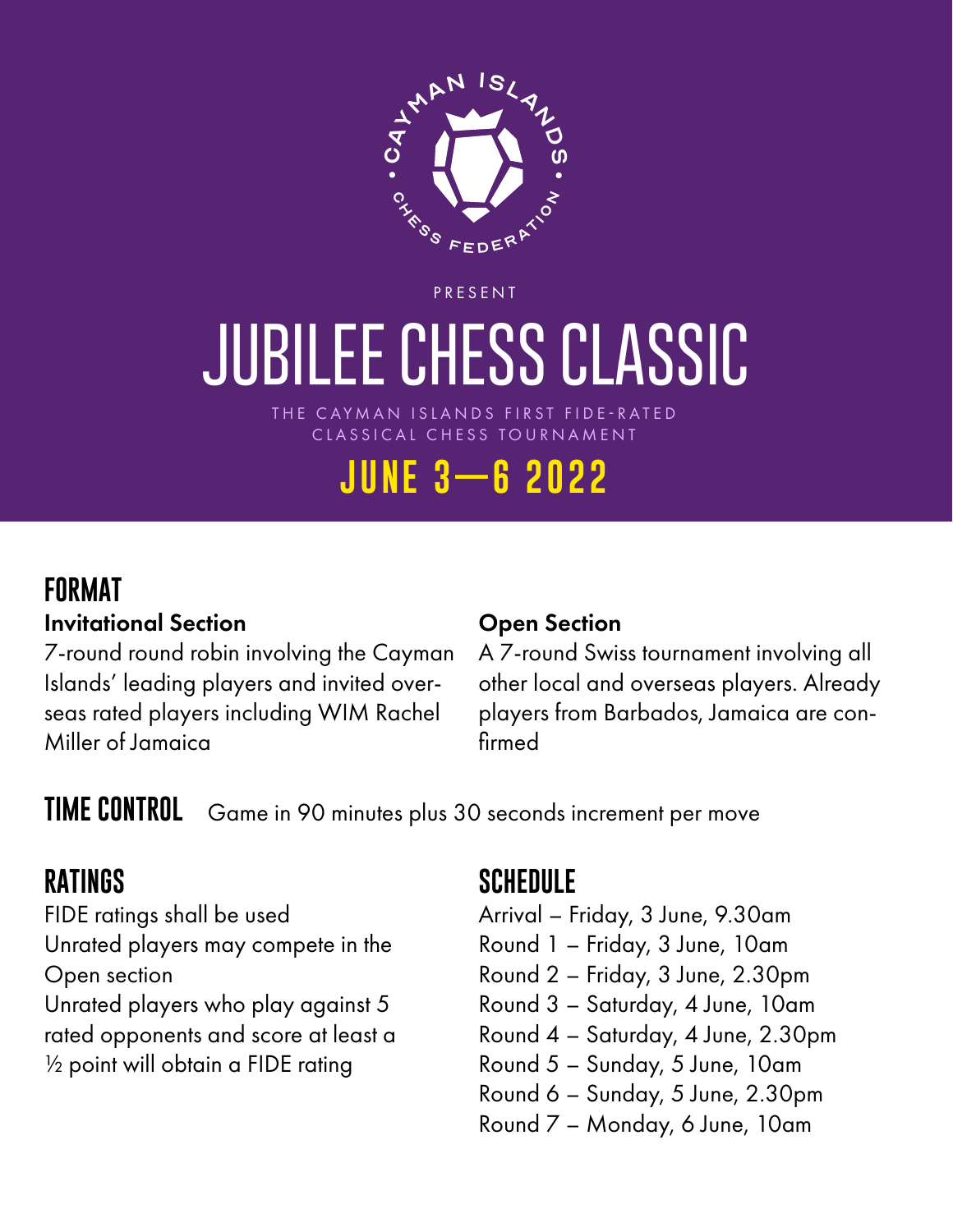CAYMAN ISLANDS CHESS FEDERATION

PRESENT

# JUBILEE CHESS CLASSIC

THE CAYMAN ISLANDS FIRST FIDE-RATED CLASSICAL CHESS TOURNAMENT

## JUNE 3—6 2022

## FORMAT

### Invitational Section

7-round round robin involving the Cayman Islands' leading players and invited overseas rated players including WIM Rachel Miller of Jamaica

### Open Section

A 7-round Swiss tournament involving all other local and overseas players. Already players from Barbados, Jamaica are confirmed

## TIME CONTROL

Game in 90 minutes plus 30 seconds increment per move

## RATINGS

FIDE ratings shall be used

Unrated players may compete in the Open section

Unrated players who play against 5 rated opponents and score at least a ½ point will obtain a FIDE rating

## SCHEDULE

Arrival – Friday, 3 June, 9.30am
Round 1 – Friday, 3 June, 10am
Round 2 – Friday, 3 June, 2.30pm
Round 3 – Saturday, 4 June, 10am
Round 4 – Saturday, 4 June, 2.30pm
Round 5 – Sunday, 5 June, 10am
Round 6 – Sunday, 5 June, 2.30pm
Round 7 – Monday, 6 June, 10am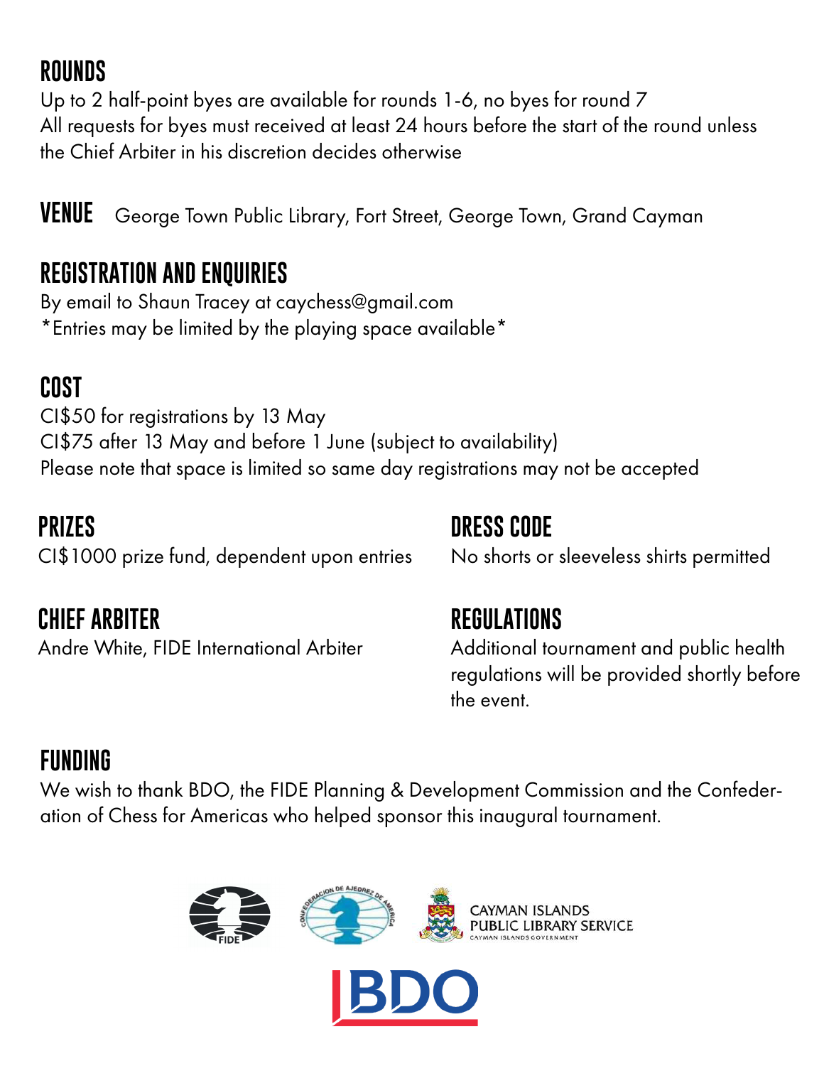## ROUNDS

Up to 2 half-point byes are available for rounds 1-6, no byes for round 7
All requests for byes must received at least 24 hours before the start of the round unless the Chief Arbiter in his discretion decides otherwise

## VENUE

George Town Public Library, Fort Street, George Town, Grand Cayman

## REGISTRATION AND ENQUIRIES

By email to Shaun Tracey at caychess@gmail.com
*Entries may be limited by the playing space available*

## COST

CI$50 for registrations by 13 May
CI$75 after 13 May and before 1 June (subject to availability)
Please note that space is limited so same day registrations may not be accepted

## PRIZES

CI$1000 prize fund, dependent upon entries

## CHIEF ARBITER

Andre White, FIDE International Arbiter

## DRESS CODE

No shorts or sleeveless shirts permitted

## REGULATIONS

Additional tournament and public health regulations will be provided shortly before the event.

## FUNDING

We wish to thank BDO, the FIDE Planning & Development Commission and the Confederation of Chess for Americas who helped sponsor this inaugural tournament.

FIDE

CONFEDERACION DE AJEDREZ DE AMERICA

CAYMAN ISLANDS PUBLIC LIBRARY SERVICE
CAYMAN ISLANDS GOVERNMENT

BDO